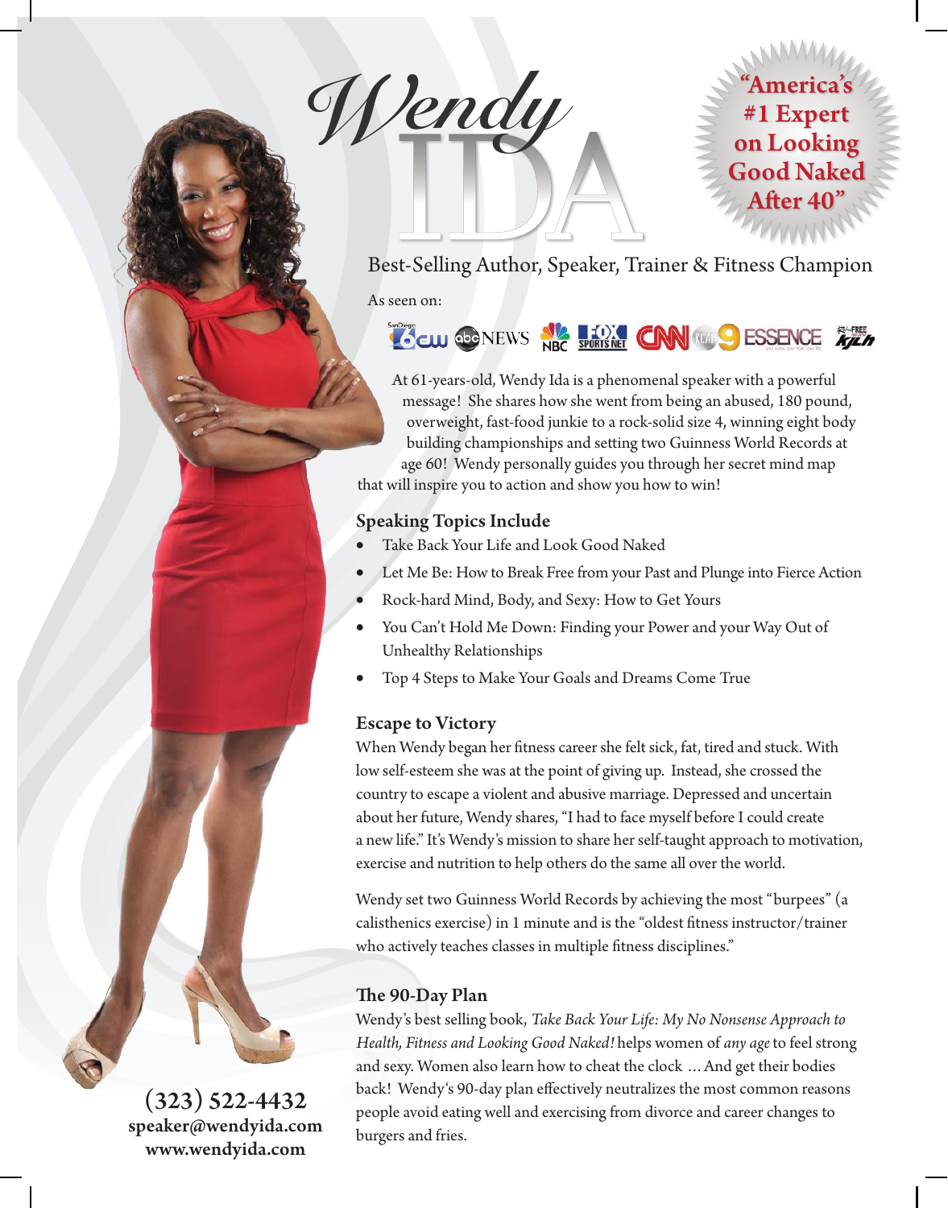# Wendy IDA

**"America's #1 Expert on Looking Good Naked After 40"**

Best-Selling Author, Speaker, Trainer & Fitness Champion

As seen on:

At 61-years-old, Wendy Ida is a phenomenal speaker with a powerful message! She shares how she went from being an abused, 180 pound, overweight, fast-food junkie to a rock-solid size 4, winning eight body building championships and setting two Guinness World Records at age 60! Wendy personally guides you through her secret mind map that will inspire you to action and show you how to win!

## Speaking Topics Include

- Take Back Your Life and Look Good Naked
- Let Me Be: How to Break Free from your Past and Plunge into Fierce Action
- Rock-hard Mind, Body, and Sexy: How to Get Yours
- You Can't Hold Me Down: Finding your Power and your Way Out of Unhealthy Relationships
- Top 4 Steps to Make Your Goals and Dreams Come True

## Escape to Victory

When Wendy began her fitness career she felt sick, fat, tired and stuck. With low self-esteem she was at the point of giving up. Instead, she crossed the country to escape a violent and abusive marriage. Depressed and uncertain about her future, Wendy shares, "I had to face myself before I could create a new life." It's Wendy's mission to share her self-taught approach to motivation, exercise and nutrition to help others do the same all over the world.

Wendy set two Guinness World Records by achieving the most "burpees" (a calisthenics exercise) in 1 minute and is the "oldest fitness instructor/trainer who actively teaches classes in multiple fitness disciplines."

## The 90-Day Plan

Wendy's best selling book, *Take Back Your Life: My No Nonsense Approach to Health, Fitness and Looking Good Naked!* helps women of *any age* to feel strong and sexy. Women also learn how to cheat the clock ... And get their bodies back! Wendy's 90-day plan effectively neutralizes the most common reasons people avoid eating well and exercising from divorce and career changes to burgers and fries.

**(323) 522-4432**
**speaker@wendyida.com**
**www.wendyida.com**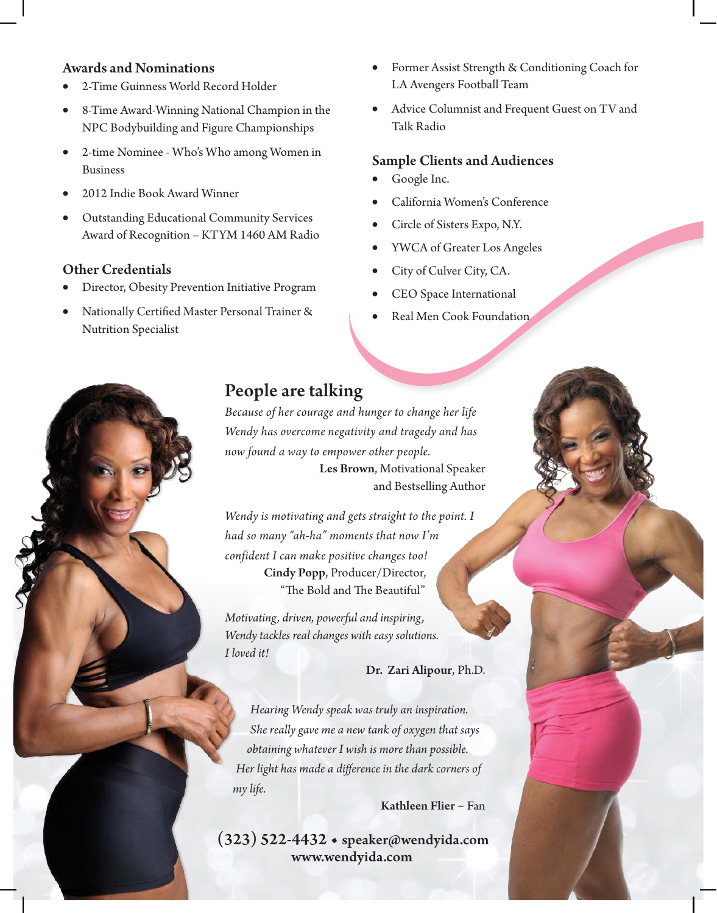## Awards and Nominations

- 2-Time Guinness World Record Holder
- 8-Time Award-Winning National Champion in the NPC Bodybuilding and Figure Championships
- 2-time Nominee - Who's Who among Women in Business
- 2012 Indie Book Award Winner
- Outstanding Educational Community Services Award of Recognition – KTYM 1460 AM Radio

## Other Credentials

- Director, Obesity Prevention Initiative Program
- Nationally Certified Master Personal Trainer & Nutrition Specialist
- Former Assist Strength & Conditioning Coach for LA Avengers Football Team
- Advice Columnist and Frequent Guest on TV and Talk Radio

## Sample Clients and Audiences

- Google Inc.
- California Women's Conference
- Circle of Sisters Expo, N.Y.
- YWCA of Greater Los Angeles
- City of Culver City, CA.
- CEO Space International
- Real Men Cook Foundation

## People are talking

*Because of her courage and hunger to change her life Wendy has overcome negativity and tragedy and has now found a way to empower other people.*

**Les Brown**, Motivational Speaker and Bestselling Author

*Wendy is motivating and gets straight to the point. I had so many "ah-ha" moments that now I'm confident I can make positive changes too!*

**Cindy Popp**, Producer/Director, "The Bold and The Beautiful"

*Motivating, driven, powerful and inspiring, Wendy tackles real changes with easy solutions. I loved it!*

**Dr. Zari Alipour**, Ph.D.

*Hearing Wendy speak was truly an inspiration. She really gave me a new tank of oxygen that says obtaining whatever I wish is more than possible. Her light has made a difference in the dark corners of my life.*

**Kathleen Flier** ~ Fan

**(323) 522-4432 • speaker@wendyida.com**
**www.wendyida.com**